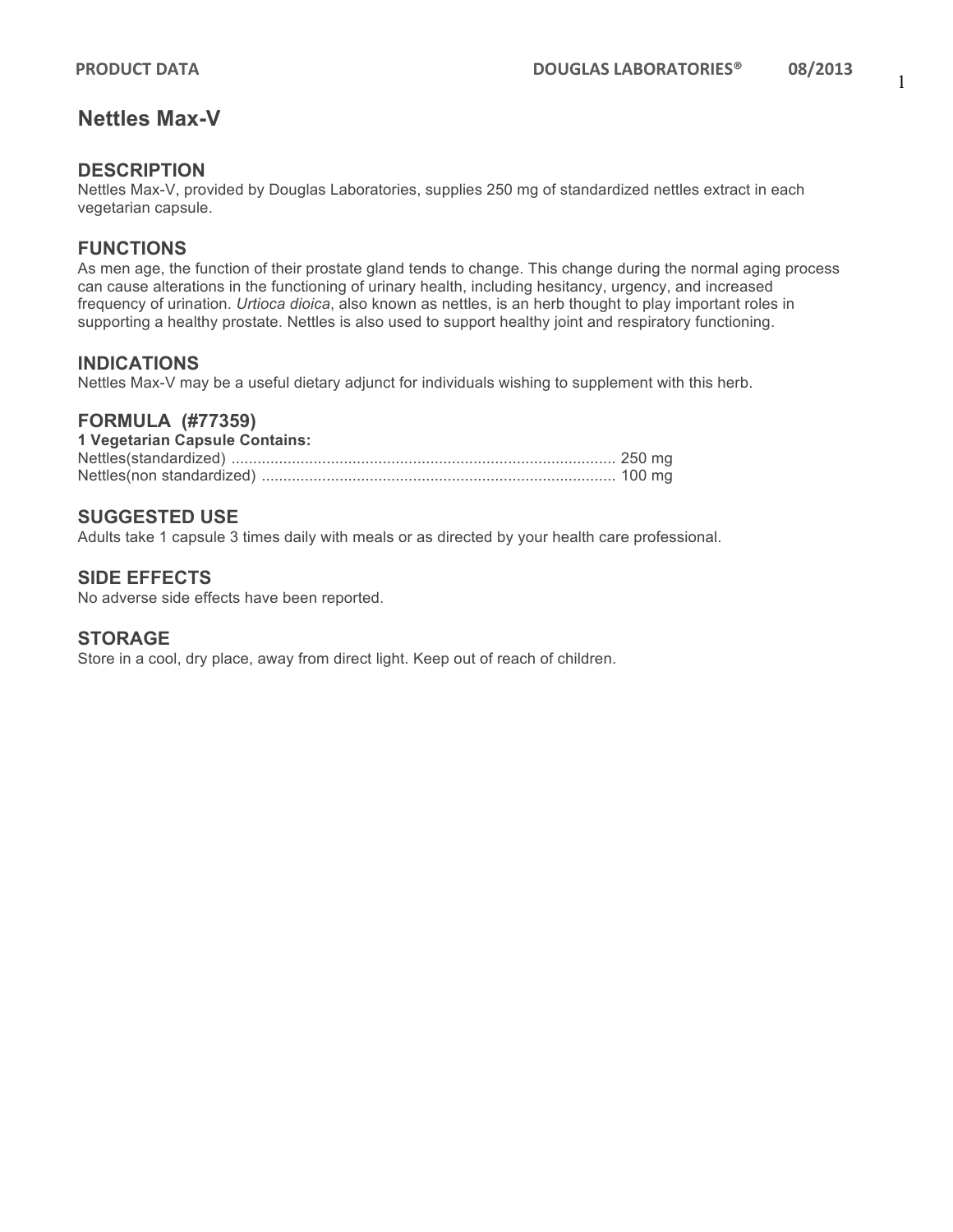# Nettles Max-V

## DESCRIPTION

Nettles Max-V, provided by Douglas Laboratories, supplies 250 mg of standardized nettles extract in each vegetarian capsule.

## FUNCTIONS

As men age, the function of their prostate gland tends to change. This change during the normal aging process can cause alterations in the functioning of urinary health, including hesitancy, urgency, and increased frequency of urination. *Urtioca dioica*, also known as nettles, is an herb thought to play important roles in supporting a healthy prostate. Nettles is also used to support healthy joint and respiratory functioning.

## INDICATIONS

Nettles Max-V may be a useful dietary adjunct for individuals wishing to supplement with this herb.

## FORMULA (#77359)

**1 Vegetarian Capsule Contains:**

| Ingredient | Amount |
| --- | --- |
| Nettles(standardized) | 250 mg |
| Nettles(non standardized) | 100 mg |

## SUGGESTED USE

Adults take 1 capsule 3 times daily with meals or as directed by your health care professional.

## SIDE EFFECTS

No adverse side effects have been reported.

## STORAGE

Store in a cool, dry place, away from direct light. Keep out of reach of children.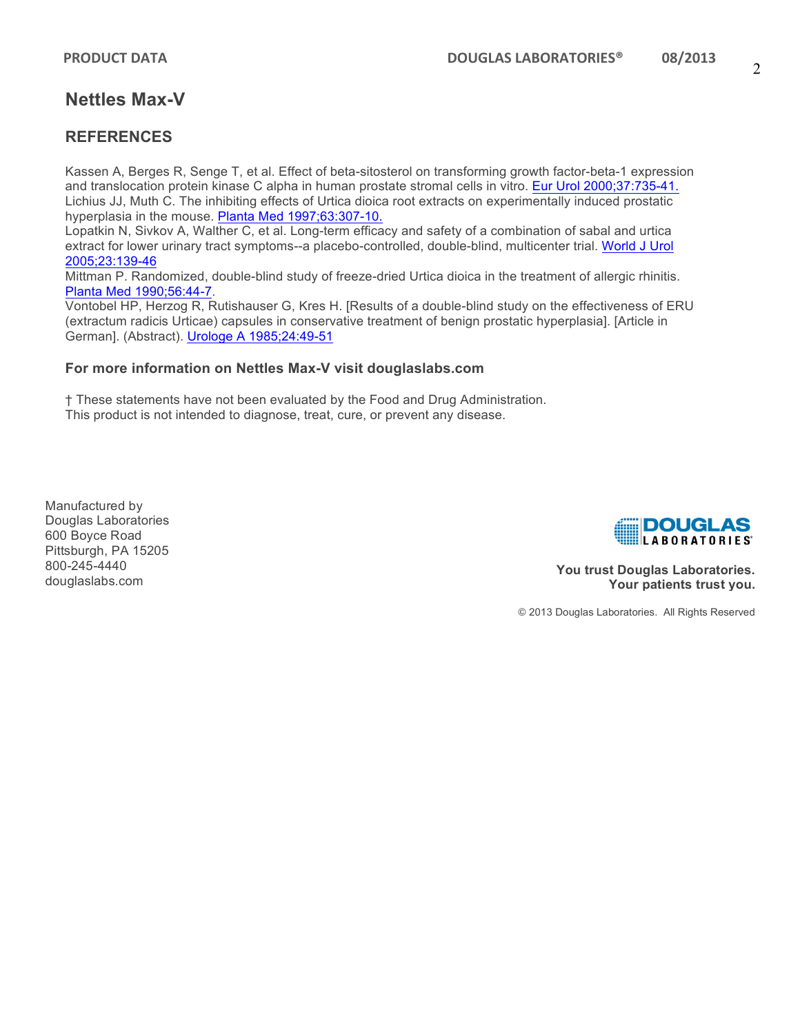# Nettles Max-V

## REFERENCES

Kassen A, Berges R, Senge T, et al. Effect of beta-sitosterol on transforming growth factor-beta-1 expression and translocation protein kinase C alpha in human prostate stromal cells in vitro. Eur Urol 2000;37:735-41.
Lichius JJ, Muth C. The inhibiting effects of Urtica dioica root extracts on experimentally induced prostatic hyperplasia in the mouse. Planta Med 1997;63:307-10.
Lopatkin N, Sivkov A, Walther C, et al. Long-term efficacy and safety of a combination of sabal and urtica extract for lower urinary tract symptoms--a placebo-controlled, double-blind, multicenter trial. World J Urol 2005;23:139-46
Mittman P. Randomized, double-blind study of freeze-dried Urtica dioica in the treatment of allergic rhinitis. Planta Med 1990;56:44-7.
Vontobel HP, Herzog R, Rutishauser G, Kres H. [Results of a double-blind study on the effectiveness of ERU (extractum radicis Urticae) capsules in conservative treatment of benign prostatic hyperplasia]. [Article in German]. (Abstract). Urologe A 1985;24:49-51

**For more information on Nettles Max-V visit douglaslabs.com**

† These statements have not been evaluated by the Food and Drug Administration.
This product is not intended to diagnose, treat, cure, or prevent any disease.

Manufactured by
Douglas Laboratories
600 Boyce Road
Pittsburgh, PA 15205
800-245-4440
douglaslabs.com

DOUGLAS LABORATORIES

**You trust Douglas Laboratories.
Your patients trust you.**

© 2013 Douglas Laboratories. All Rights Reserved